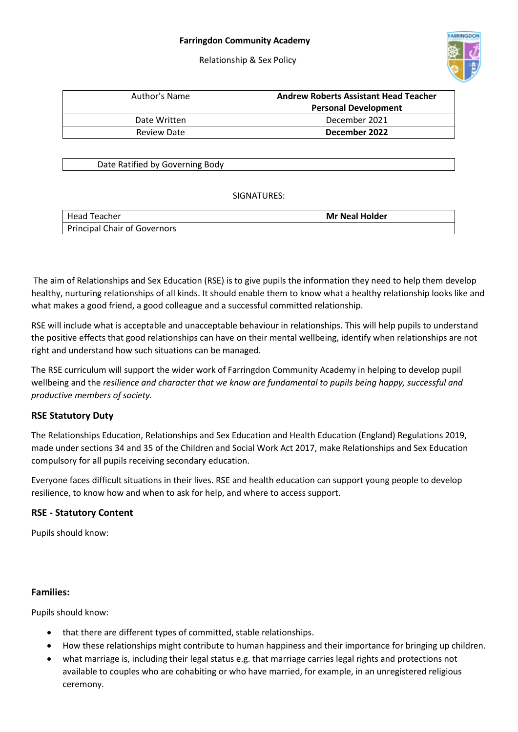**Farringdon Community Academy**

Relationship & Sex Policy

| Author's Name | **Andrew Roberts Assistant Head Teacher Personal Development** |
| --- | --- |
| Date Written | December 2021 |
| Review Date | **December 2022** |

| Date Ratified by Governing Body | |
| --- | --- |

SIGNATURES:

| Head Teacher | **Mr Neal Holder** |
| --- | --- |
| Principal Chair of Governors | |

The aim of Relationships and Sex Education (RSE) is to give pupils the information they need to help them develop healthy, nurturing relationships of all kinds. It should enable them to know what a healthy relationship looks like and what makes a good friend, a good colleague and a successful committed relationship.

RSE will include what is acceptable and unacceptable behaviour in relationships. This will help pupils to understand the positive effects that good relationships can have on their mental wellbeing, identify when relationships are not right and understand how such situations can be managed.

The RSE curriculum will support the wider work of Farringdon Community Academy in helping to develop pupil wellbeing and the *resilience and character that we know are fundamental to pupils being happy, successful and productive members of society.*

### RSE Statutory Duty

The Relationships Education, Relationships and Sex Education and Health Education (England) Regulations 2019, made under sections 34 and 35 of the Children and Social Work Act 2017, make Relationships and Sex Education compulsory for all pupils receiving secondary education.

Everyone faces difficult situations in their lives. RSE and health education can support young people to develop resilience, to know how and when to ask for help, and where to access support.

### RSE - Statutory Content

Pupils should know:

### Families:

Pupils should know:

- that there are different types of committed, stable relationships.
- How these relationships might contribute to human happiness and their importance for bringing up children.
- what marriage is, including their legal status e.g. that marriage carries legal rights and protections not available to couples who are cohabiting or who have married, for example, in an unregistered religious ceremony.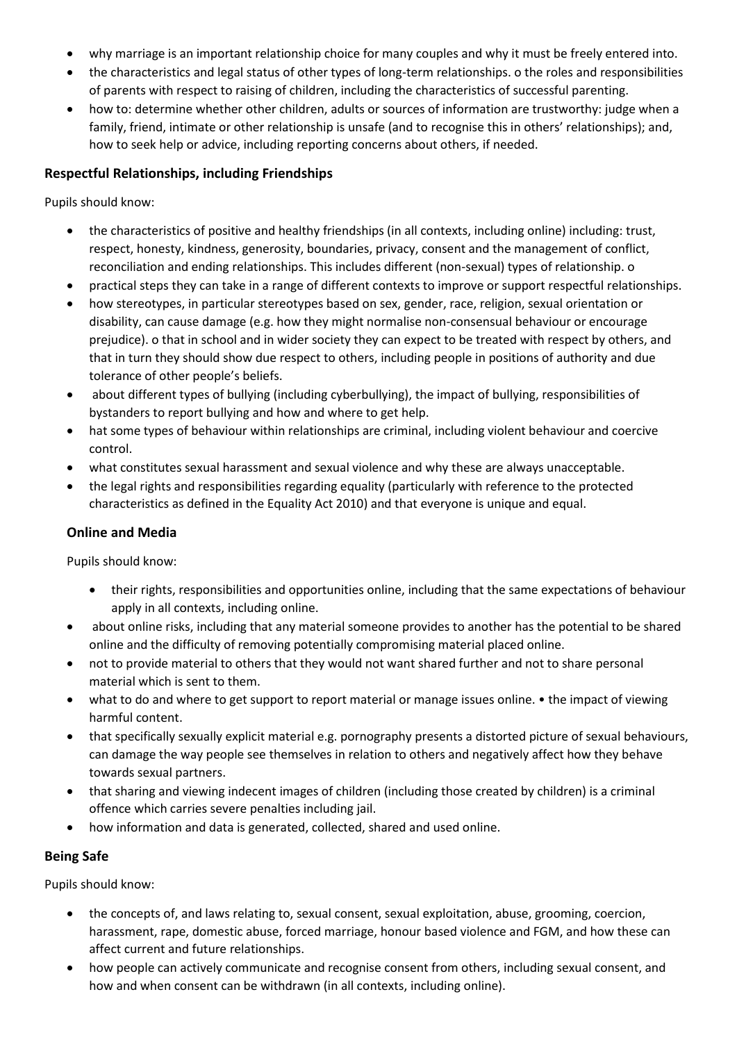- why marriage is an important relationship choice for many couples and why it must be freely entered into.
- the characteristics and legal status of other types of long-term relationships. o the roles and responsibilities of parents with respect to raising of children, including the characteristics of successful parenting.
- how to: determine whether other children, adults or sources of information are trustworthy: judge when a family, friend, intimate or other relationship is unsafe (and to recognise this in others' relationships); and, how to seek help or advice, including reporting concerns about others, if needed.

**Respectful Relationships, including Friendships**

Pupils should know:

- the characteristics of positive and healthy friendships (in all contexts, including online) including: trust, respect, honesty, kindness, generosity, boundaries, privacy, consent and the management of conflict, reconciliation and ending relationships. This includes different (non-sexual) types of relationship. o
- practical steps they can take in a range of different contexts to improve or support respectful relationships.
- how stereotypes, in particular stereotypes based on sex, gender, race, religion, sexual orientation or disability, can cause damage (e.g. how they might normalise non-consensual behaviour or encourage prejudice). o that in school and in wider society they can expect to be treated with respect by others, and that in turn they should show due respect to others, including people in positions of authority and due tolerance of other people's beliefs.
- about different types of bullying (including cyberbullying), the impact of bullying, responsibilities of bystanders to report bullying and how and where to get help.
- hat some types of behaviour within relationships are criminal, including violent behaviour and coercive control.
- what constitutes sexual harassment and sexual violence and why these are always unacceptable.
- the legal rights and responsibilities regarding equality (particularly with reference to the protected characteristics as defined in the Equality Act 2010) and that everyone is unique and equal.

**Online and Media**

Pupils should know:

- their rights, responsibilities and opportunities online, including that the same expectations of behaviour apply in all contexts, including online.
- about online risks, including that any material someone provides to another has the potential to be shared online and the difficulty of removing potentially compromising material placed online.
- not to provide material to others that they would not want shared further and not to share personal material which is sent to them.
- what to do and where to get support to report material or manage issues online. • the impact of viewing harmful content.
- that specifically sexually explicit material e.g. pornography presents a distorted picture of sexual behaviours, can damage the way people see themselves in relation to others and negatively affect how they behave towards sexual partners.
- that sharing and viewing indecent images of children (including those created by children) is a criminal offence which carries severe penalties including jail.
- how information and data is generated, collected, shared and used online.

**Being Safe**

Pupils should know:

- the concepts of, and laws relating to, sexual consent, sexual exploitation, abuse, grooming, coercion, harassment, rape, domestic abuse, forced marriage, honour based violence and FGM, and how these can affect current and future relationships.
- how people can actively communicate and recognise consent from others, including sexual consent, and how and when consent can be withdrawn (in all contexts, including online).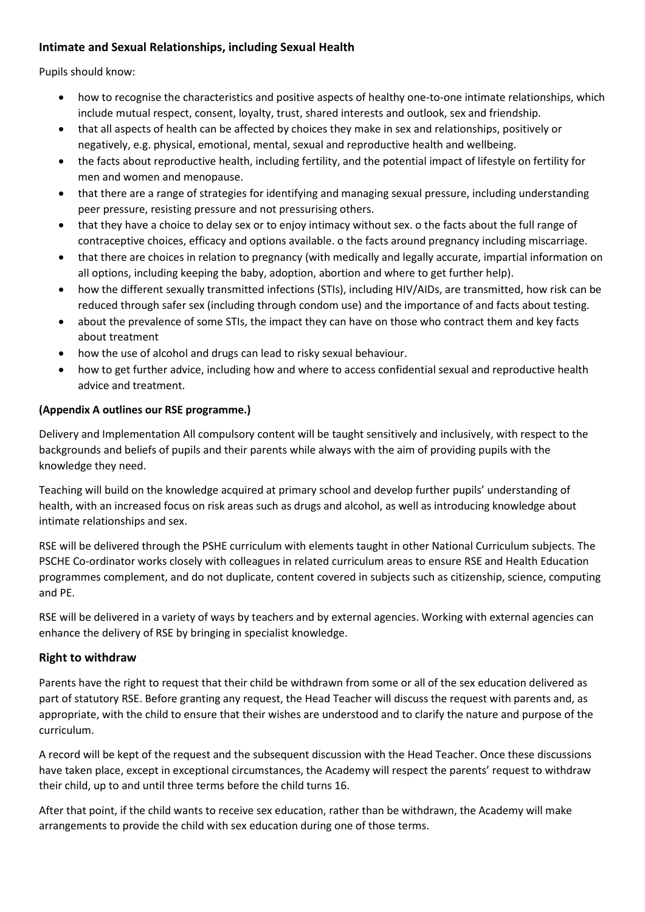### Intimate and Sexual Relationships, including Sexual Health

Pupils should know:

- how to recognise the characteristics and positive aspects of healthy one-to-one intimate relationships, which include mutual respect, consent, loyalty, trust, shared interests and outlook, sex and friendship.
- that all aspects of health can be affected by choices they make in sex and relationships, positively or negatively, e.g. physical, emotional, mental, sexual and reproductive health and wellbeing.
- the facts about reproductive health, including fertility, and the potential impact of lifestyle on fertility for men and women and menopause.
- that there are a range of strategies for identifying and managing sexual pressure, including understanding peer pressure, resisting pressure and not pressurising others.
- that they have a choice to delay sex or to enjoy intimacy without sex. o the facts about the full range of contraceptive choices, efficacy and options available. o the facts around pregnancy including miscarriage.
- that there are choices in relation to pregnancy (with medically and legally accurate, impartial information on all options, including keeping the baby, adoption, abortion and where to get further help).
- how the different sexually transmitted infections (STIs), including HIV/AIDs, are transmitted, how risk can be reduced through safer sex (including through condom use) and the importance of and facts about testing.
- about the prevalence of some STIs, the impact they can have on those who contract them and key facts about treatment
- how the use of alcohol and drugs can lead to risky sexual behaviour.
- how to get further advice, including how and where to access confidential sexual and reproductive health advice and treatment.

**(Appendix A outlines our RSE programme.)**

Delivery and Implementation All compulsory content will be taught sensitively and inclusively, with respect to the backgrounds and beliefs of pupils and their parents while always with the aim of providing pupils with the knowledge they need.

Teaching will build on the knowledge acquired at primary school and develop further pupils' understanding of health, with an increased focus on risk areas such as drugs and alcohol, as well as introducing knowledge about intimate relationships and sex.

RSE will be delivered through the PSHE curriculum with elements taught in other National Curriculum subjects. The PSCHE Co-ordinator works closely with colleagues in related curriculum areas to ensure RSE and Health Education programmes complement, and do not duplicate, content covered in subjects such as citizenship, science, computing and PE.

RSE will be delivered in a variety of ways by teachers and by external agencies. Working with external agencies can enhance the delivery of RSE by bringing in specialist knowledge.

## Right to withdraw

Parents have the right to request that their child be withdrawn from some or all of the sex education delivered as part of statutory RSE. Before granting any request, the Head Teacher will discuss the request with parents and, as appropriate, with the child to ensure that their wishes are understood and to clarify the nature and purpose of the curriculum.

A record will be kept of the request and the subsequent discussion with the Head Teacher. Once these discussions have taken place, except in exceptional circumstances, the Academy will respect the parents' request to withdraw their child, up to and until three terms before the child turns 16.

After that point, if the child wants to receive sex education, rather than be withdrawn, the Academy will make arrangements to provide the child with sex education during one of those terms.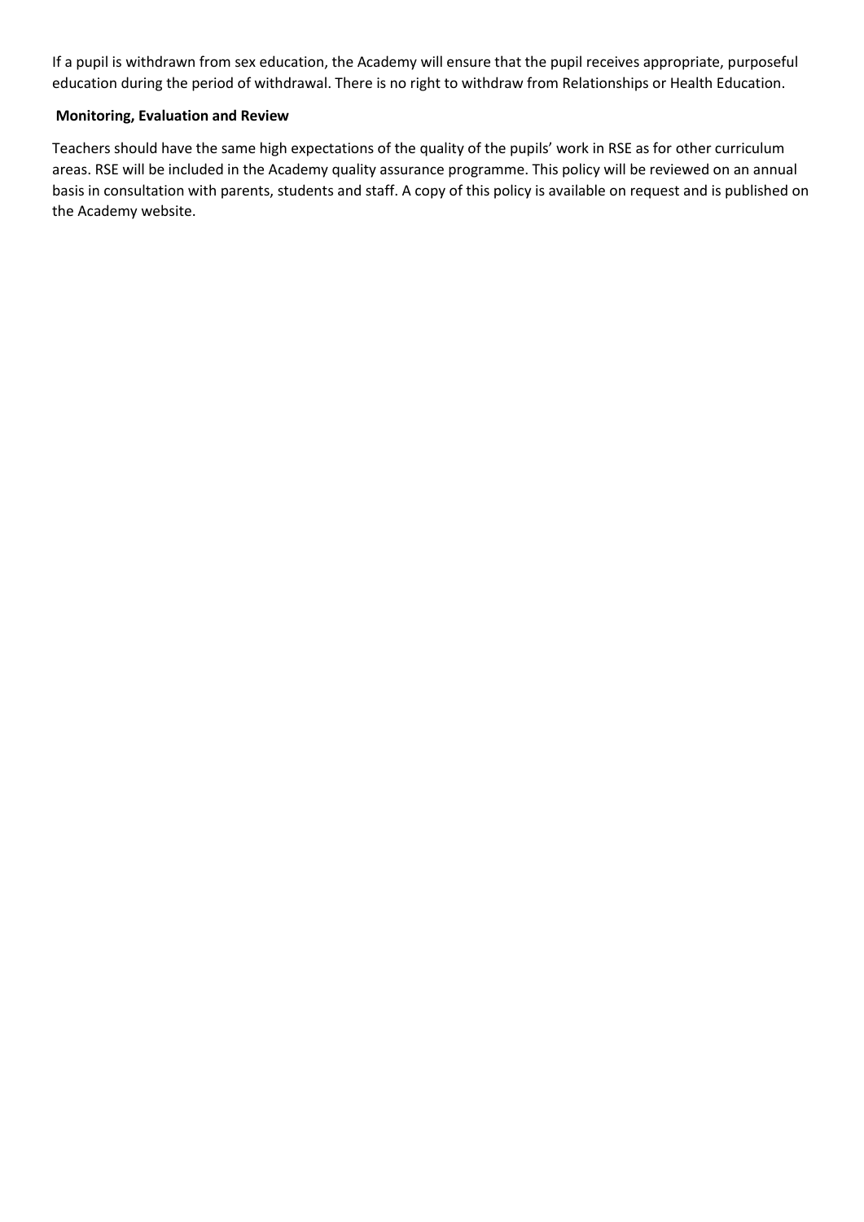If a pupil is withdrawn from sex education, the Academy will ensure that the pupil receives appropriate, purposeful education during the period of withdrawal. There is no right to withdraw from Relationships or Health Education.

**Monitoring, Evaluation and Review**

Teachers should have the same high expectations of the quality of the pupils' work in RSE as for other curriculum areas. RSE will be included in the Academy quality assurance programme. This policy will be reviewed on an annual basis in consultation with parents, students and staff. A copy of this policy is available on request and is published on the Academy website.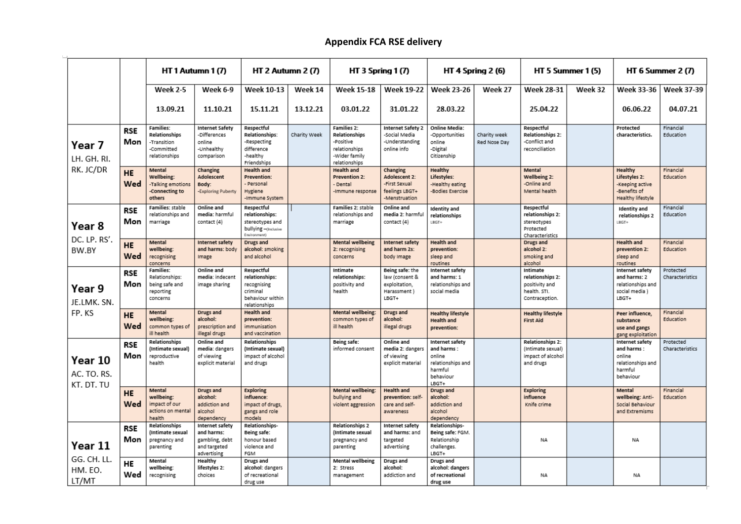## Appendix FCA RSE delivery

| | | HT 1 Autumn 1 (7) | | HT 2 Autumn 2 (7) | | HT 3 Spring 1 (7) | | HT 4 Spring 2 (6) | | HT 5 Summer 1 (5) | | HT 6 Summer 2 (7) | |
|---|---|---|---|---|---|---|---|---|---|---|---|---|---|
| | | Week 2-5 | Week 6-9 | Week 10-13 | Week 14 | Week 15-18 | Week 19-22 | Week 23-26 | Week 27 | Week 28-31 | Week 32 | Week 33-36 | Week 37-39 |
| | | 13.09.21 | 11.10.21 | 15.11.21 | 13.12.21 | 03.01.22 | 31.01.22 | 28.03.22 | | 25.04.22 | | 06.06.22 | 04.07.21 |
| **Year 7** LH. GH. RI. RK. JC/DR | **RSE Mon** | **Families: Relationships** -Transition -Committed relationships | **Internet Safety** -Differences online -Unhealthy comparison | **Respectful Relationships:** -Respecting difference -healthy Friendships | Charity Week | **Families 2: Relationships** -Positive relationships -Wider family relationships | **Internet Safety 2** -Social Media -Understanding online info | **Online Media:** -Opportunities online -Digital Citizenship | Charity week Red Nose Day | **Respectful Relationships 2:** -Conflict and reconciliation | | **Protected characteristics.** | Financial Education |
| | **HE Wed** | **Mental Wellbeing:** -Talking emotions **-Connecting to others** | **Changing Adolescent Body:** -Exploring Puberty | **Health and Prevention:** - Personal Hygiene -Immune System | | **Health and Prevention 2:** - Dental -Immune response | **Changing Adolescent 2:** -First Sexual feelings LBGT+ -Menstruation | **Healthy Lifestyles:** -Healthy eating -Bodies Exercise | | **Mental Wellbeing 2:** -Online and Mental health | | **Healthy Lifestyles 2:** -Keeping active -Benefits of Healthy lifestyle | Financial Education |
| **Year 8** DC. LP. RS'. BW.BY | **RSE Mon** | **Families:** stable relationships and marriage | **Online and media:** harmful contact (4) | **Respectful relationships:** stereotypes and bullying –(Inclusive Environment) | | **Families 2:** stable relationships and marriage | **Online and media 2:** harmful contact (4) | **Identity and relationships** LBGT+ | | **Respectful relationships 2:** stereotypes Protected Characteristics | | **Identity and relationships 2** LBGT+ | Financial Education |
| | **HE Wed** | **Mental wellbeing:** recognising concerns | **Internet safety and harms:** body Image | **Drugs and alcohol:** smoking and alcohol | | **Mental wellbeing 2:** recognising concerns | **Internet safety and harm 2s:** body image | **Health and prevention:** sleep and routines | | **Drugs and alcohol 2:** smoking and alcohol | | **Health and prevention 2:** sleep and routines | Financial Education |
| **Year 9** JE.LMK. SN. FP. KS | **RSE Mon** | **Families:** Relationships: being safe and reporting concerns | **Online and media:** indecent image sharing | **Respectful relationships:** recognising criminal behaviour within relationships | | **Intimate relationships:** positivity and health | **Being safe:** the law (consent & exploitation, Harassment ) LBGT+ | **Internet safety and harms:** 1 relationships and social media | | **Intimate relationships 2:** positivity and health. STI. Contraception. | | **Internet safety and harms:** 2 relationships and social media ) LBGT+ | Protected Characteristics |
| | **HE Wed** | **Mental wellbeing:** common types of ill health | **Drugs and alcohol:** prescription and illegal drugs | **Health and prevention:** immunisation and vaccination | | **Mental wellbeing:** common types of ill health | **Drugs and alcohol:** illegal drugs | **Healthy lifestyle Health and prevention:** | | **Healthy lifestyle First Aid** | | **Peer influence, substance use and gangs** gang exploitation | Financial Education |
| **Year 10** AC. TO. RS. KT. DT. TU | **RSE Mon** | **Relationships (Intimate sexual)** reproductive health | **Online and media:** dangers of viewing explicit material | **Relationships (Intimate sexual)** impact of alcohol and drugs | | **Being safe:** informed consent | **Online and media 2:** dangers of viewing explicit material | **Internet safety and harms :** online relationships and harmful behaviour LBGT+ | | **Relationships 2:** (Intimate sexual) impact of alcohol and drugs | | **Internet safety and harms :** online relationships and harmful behaviour | Protected Characteristics |
| | **HE Wed** | **Mental wellbeing:** impact of our actions on mental health | **Drugs and alcohol:** addiction and alcohol dependency | **Exploring influence:** impact of drugs, gangs and role models | | **Mental wellbeing:** bullying and violent aggression | **Health and prevention:** self-care and self-awareness | **Drugs and alcohol:** addiction and alcohol dependency | | **Exploring influence** Knife crime | | **Mental wellbeing:** Anti-Social Behaviour and Extremisms | Financial Education |
| **Year 11** GG. CH. LL. HM. EO. LT/MT | **RSE Mon** | **Relationships (Intimate sexual** pregnancy and parenting | **Internet safety and harms:** gambling, debt and targeted advertising | **Relationships- Being safe:** honour based violence and FGM | | **Relationships 2 (Intimate sexual** pregnancy and parenting | **Internet safety and harms:** and targeted advertising | **Relationships- Being safe:** FGM. Relationship challenges. LBGT+ | | NA | | NA | |
| | **HE Wed** | **Mental wellbeing:** recognising | **Healthy lifestyles 2:** choices | **Drugs and alcohol:** dangers of recreational drug use | | **Mental wellbeing 2:** Stress management | **Drugs and alcohol:** addiction and | **Drugs and alcohol: dangers of recreational drug use** | | NA | | NA | |